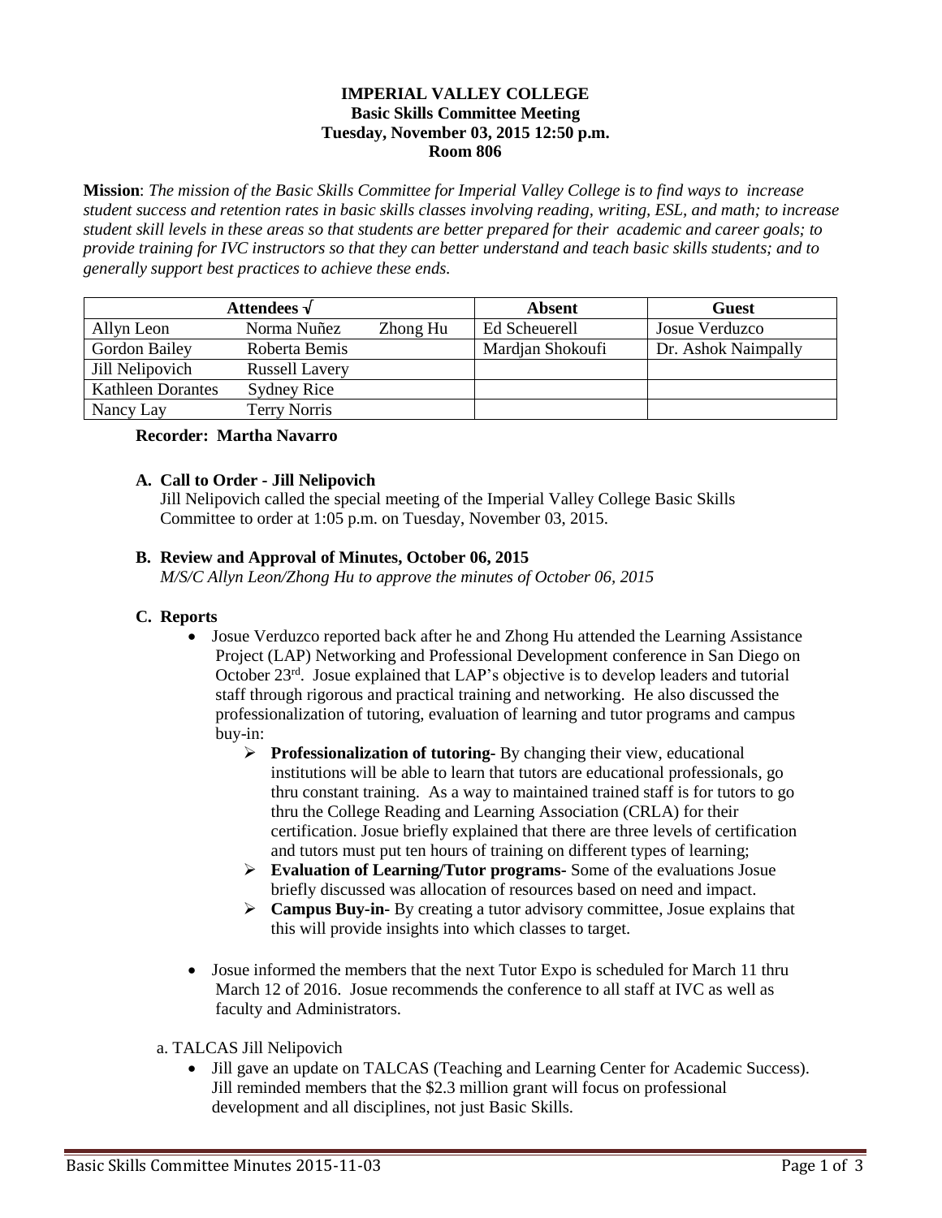**IMPERIAL VALLEY COLLEGE**
**Basic Skills Committee Meeting**
**Tuesday, November 03, 2015 12:50 p.m.**
**Room 806**

**Mission**: *The mission of the Basic Skills Committee for Imperial Valley College is to find ways to increase student success and retention rates in basic skills classes involving reading, writing, ESL, and math; to increase student skill levels in these areas so that students are better prepared for their academic and career goals; to provide training for IVC instructors so that they can better understand and teach basic skills students; and to generally support best practices to achieve these ends.*

| Attendees √ | | | Absent | Guest |
|---|---|---|---|---|
| Allyn Leon | Norma Nuñez | Zhong Hu | Ed Scheuerell | Josue Verduzco |
| Gordon Bailey | Roberta Bemis | | Mardjan Shokoufi | Dr. Ashok Naimpally |
| Jill Nelipovich | Russell Lavery | | | |
| Kathleen Dorantes | Sydney Rice | | | |
| Nancy Lay | Terry Norris | | | |

**Recorder: Martha Navarro**

**A. Call to Order - Jill Nelipovich**

Jill Nelipovich called the special meeting of the Imperial Valley College Basic Skills Committee to order at 1:05 p.m. on Tuesday, November 03, 2015.

**B. Review and Approval of Minutes, October 06, 2015**

*M/S/C Allyn Leon/Zhong Hu to approve the minutes of October 06, 2015*

**C. Reports**

- Josue Verduzco reported back after he and Zhong Hu attended the Learning Assistance Project (LAP) Networking and Professional Development conference in San Diego on October 23rd. Josue explained that LAP's objective is to develop leaders and tutorial staff through rigorous and practical training and networking. He also discussed the professionalization of tutoring, evaluation of learning and tutor programs and campus buy-in:
  - **Professionalization of tutoring-** By changing their view, educational institutions will be able to learn that tutors are educational professionals, go thru constant training. As a way to maintained trained staff is for tutors to go thru the College Reading and Learning Association (CRLA) for their certification. Josue briefly explained that there are three levels of certification and tutors must put ten hours of training on different types of learning;
  - **Evaluation of Learning/Tutor programs-** Some of the evaluations Josue briefly discussed was allocation of resources based on need and impact.
  - **Campus Buy-in-** By creating a tutor advisory committee, Josue explains that this will provide insights into which classes to target.

- Josue informed the members that the next Tutor Expo is scheduled for March 11 thru March 12 of 2016. Josue recommends the conference to all staff at IVC as well as faculty and Administrators.

a. TALCAS Jill Nelipovich

- Jill gave an update on TALCAS (Teaching and Learning Center for Academic Success). Jill reminded members that the $2.3 million grant will focus on professional development and all disciplines, not just Basic Skills.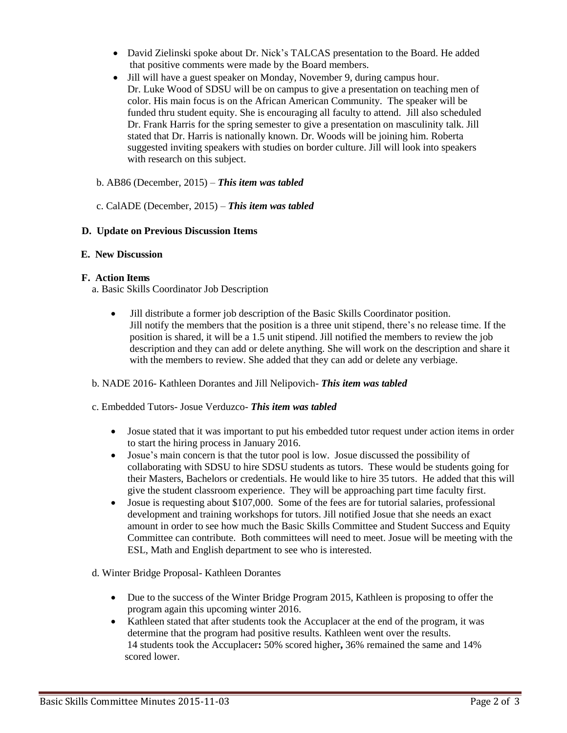- David Zielinski spoke about Dr. Nick's TALCAS presentation to the Board. He added that positive comments were made by the Board members.
- Jill will have a guest speaker on Monday, November 9, during campus hour. Dr. Luke Wood of SDSU will be on campus to give a presentation on teaching men of color. His main focus is on the African American Community. The speaker will be funded thru student equity. She is encouraging all faculty to attend. Jill also scheduled Dr. Frank Harris for the spring semester to give a presentation on masculinity talk. Jill stated that Dr. Harris is nationally known. Dr. Woods will be joining him. Roberta suggested inviting speakers with studies on border culture. Jill will look into speakers with research on this subject.

b. AB86 (December, 2015) – ***This item was tabled***

c. CalADE (December, 2015) – ***This item was tabled***

**D. Update on Previous Discussion Items**

**E. New Discussion**

**F. Action Items**

a. Basic Skills Coordinator Job Description

- Jill distribute a former job description of the Basic Skills Coordinator position. Jill notify the members that the position is a three unit stipend, there's no release time. If the position is shared, it will be a 1.5 unit stipend. Jill notified the members to review the job description and they can add or delete anything. She will work on the description and share it with the members to review. She added that they can add or delete any verbiage.

b. NADE 2016- Kathleen Dorantes and Jill Nelipovich- ***This item was tabled***

c. Embedded Tutors- Josue Verduzco- ***This item was tabled***

- Josue stated that it was important to put his embedded tutor request under action items in order to start the hiring process in January 2016.
- Josue's main concern is that the tutor pool is low. Josue discussed the possibility of collaborating with SDSU to hire SDSU students as tutors. These would be students going for their Masters, Bachelors or credentials. He would like to hire 35 tutors. He added that this will give the student classroom experience. They will be approaching part time faculty first.
- Josue is requesting about $107,000. Some of the fees are for tutorial salaries, professional development and training workshops for tutors. Jill notified Josue that she needs an exact amount in order to see how much the Basic Skills Committee and Student Success and Equity Committee can contribute. Both committees will need to meet. Josue will be meeting with the ESL, Math and English department to see who is interested.

d. Winter Bridge Proposal- Kathleen Dorantes

- Due to the success of the Winter Bridge Program 2015, Kathleen is proposing to offer the program again this upcoming winter 2016.
- Kathleen stated that after students took the Accuplacer at the end of the program, it was determine that the program had positive results. Kathleen went over the results. 14 students took the Accuplacer**:** 50% scored higher**,** 36% remained the same and 14% scored lower.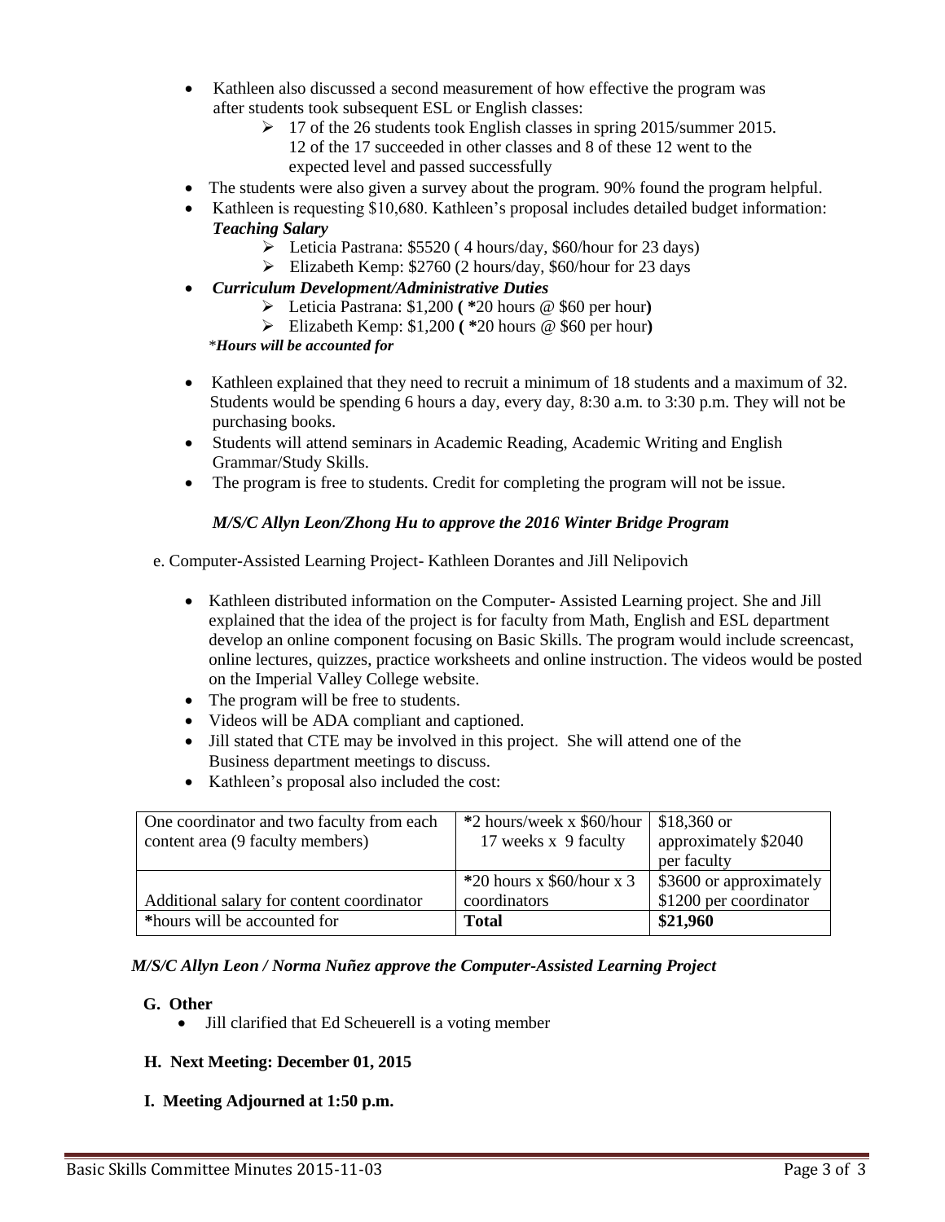- Kathleen also discussed a second measurement of how effective the program was after students took subsequent ESL or English classes:
  - 17 of the 26 students took English classes in spring 2015/summer 2015. 12 of the 17 succeeded in other classes and 8 of these 12 went to the expected level and passed successfully
- The students were also given a survey about the program. 90% found the program helpful.
- Kathleen is requesting $10,680. Kathleen's proposal includes detailed budget information:
  ***Teaching Salary***
  - Leticia Pastrana: $5520 ( 4 hours/day, $60/hour for 23 days)
  - Elizabeth Kemp: $2760 (2 hours/day, $60/hour for 23 days
- ***Curriculum Development/Administrative Duties***
  - Leticia Pastrana: $1,200 **(** *20 hours @ $60 per hour**)**
  - Elizabeth Kemp: $1,200 **(** *20 hours @ $60 per hour**)**

  \****Hours will be accounted for***

- Kathleen explained that they need to recruit a minimum of 18 students and a maximum of 32. Students would be spending 6 hours a day, every day, 8:30 a.m. to 3:30 p.m. They will not be purchasing books.
- Students will attend seminars in Academic Reading, Academic Writing and English Grammar/Study Skills.
- The program is free to students. Credit for completing the program will not be issue.

***M/S/C Allyn Leon/Zhong Hu to approve the 2016 Winter Bridge Program***

e. Computer-Assisted Learning Project- Kathleen Dorantes and Jill Nelipovich

- Kathleen distributed information on the Computer- Assisted Learning project. She and Jill explained that the idea of the project is for faculty from Math, English and ESL department develop an online component focusing on Basic Skills. The program would include screencast, online lectures, quizzes, practice worksheets and online instruction. The videos would be posted on the Imperial Valley College website.
- The program will be free to students.
- Videos will be ADA compliant and captioned.
- Jill stated that CTE may be involved in this project. She will attend one of the Business department meetings to discuss.
- Kathleen's proposal also included the cost:

| | | |
|---|---|---|
| One coordinator and two faculty from each content area (9 faculty members) | **\***2 hours/week x $60/hour 17 weeks x 9 faculty | $18,360 or approximately $2040 per faculty |
| Additional salary for content coordinator | **\***20 hours x $60/hour x 3 coordinators | $3600 or approximately $1200 per coordinator |
| **\***hours will be accounted for | **Total** | **$21,960** |

***M/S/C Allyn Leon / Norma Nuñez approve the Computer-Assisted Learning Project***

**G. Other**

- Jill clarified that Ed Scheuerell is a voting member

**H. Next Meeting: December 01, 2015**

**I. Meeting Adjourned at 1:50 p.m.**